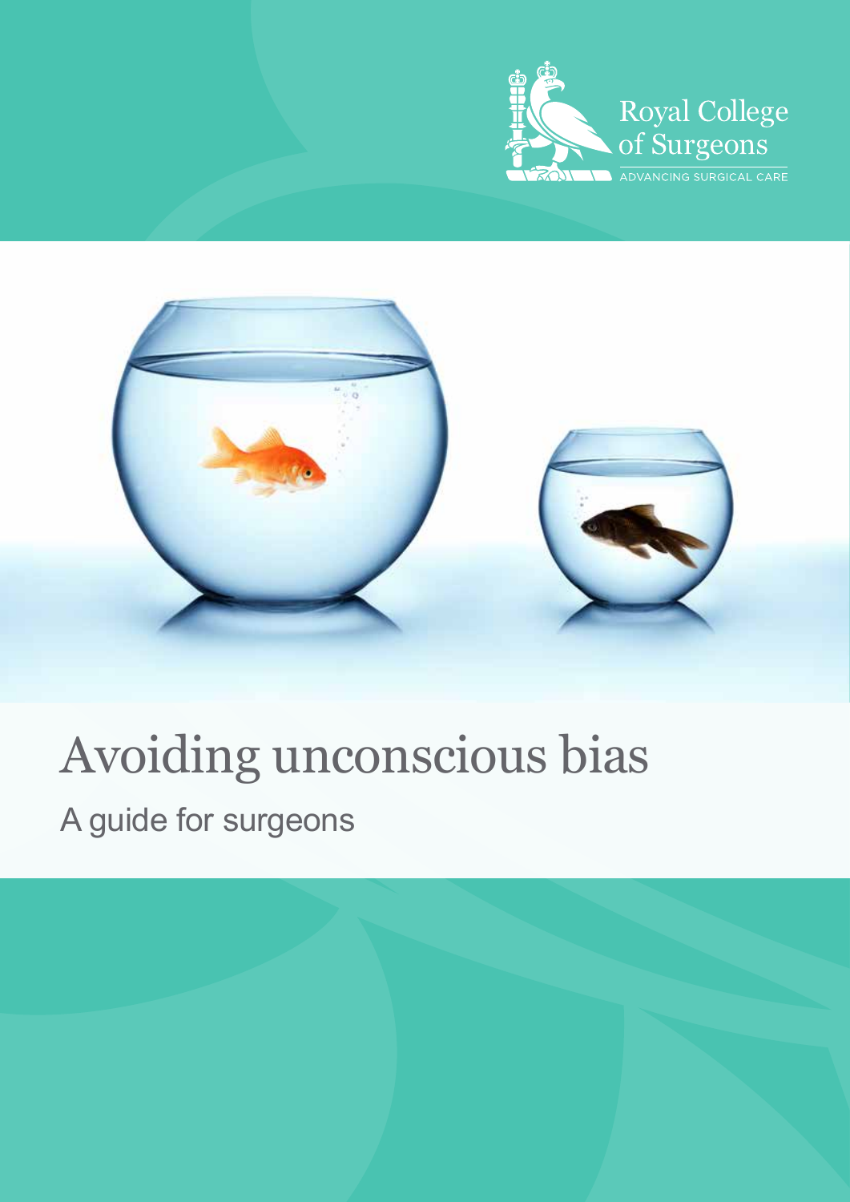Royal College of Surgeons

ADVANCING SURGICAL CARE

# Avoiding unconscious bias

## A guide for surgeons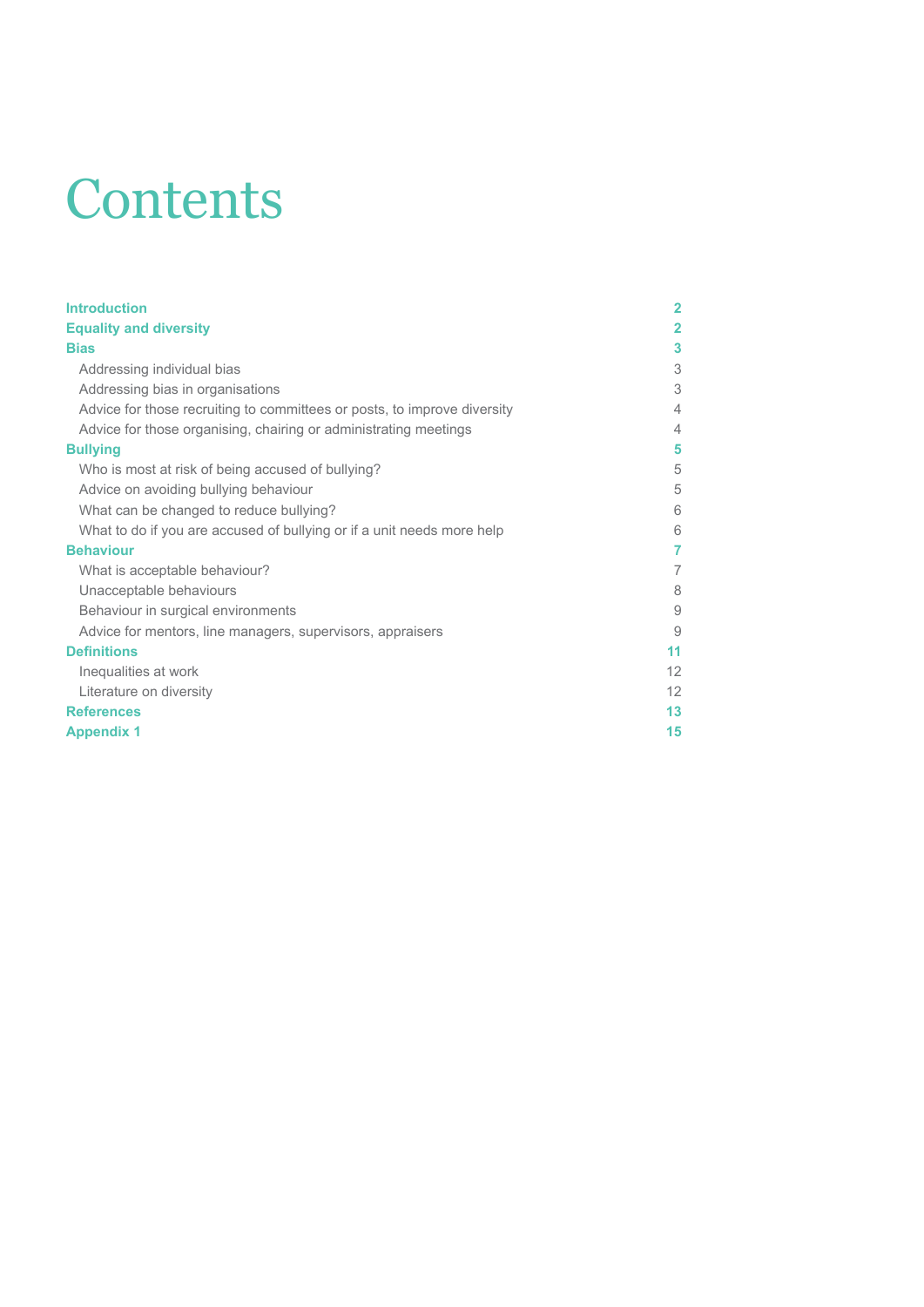# Contents

| | |
|---|---|
| **Introduction** | **2** |
| **Equality and diversity** | **2** |
| **Bias** | **3** |
| Addressing individual bias | 3 |
| Addressing bias in organisations | 3 |
| Advice for those recruiting to committees or posts, to improve diversity | 4 |
| Advice for those organising, chairing or administrating meetings | 4 |
| **Bullying** | **5** |
| Who is most at risk of being accused of bullying? | 5 |
| Advice on avoiding bullying behaviour | 5 |
| What can be changed to reduce bullying? | 6 |
| What to do if you are accused of bullying or if a unit needs more help | 6 |
| **Behaviour** | **7** |
| What is acceptable behaviour? | 7 |
| Unacceptable behaviours | 8 |
| Behaviour in surgical environments | 9 |
| Advice for mentors, line managers, supervisors, appraisers | 9 |
| **Definitions** | **11** |
| Inequalities at work | 12 |
| Literature on diversity | 12 |
| **References** | **13** |
| **Appendix 1** | **15** |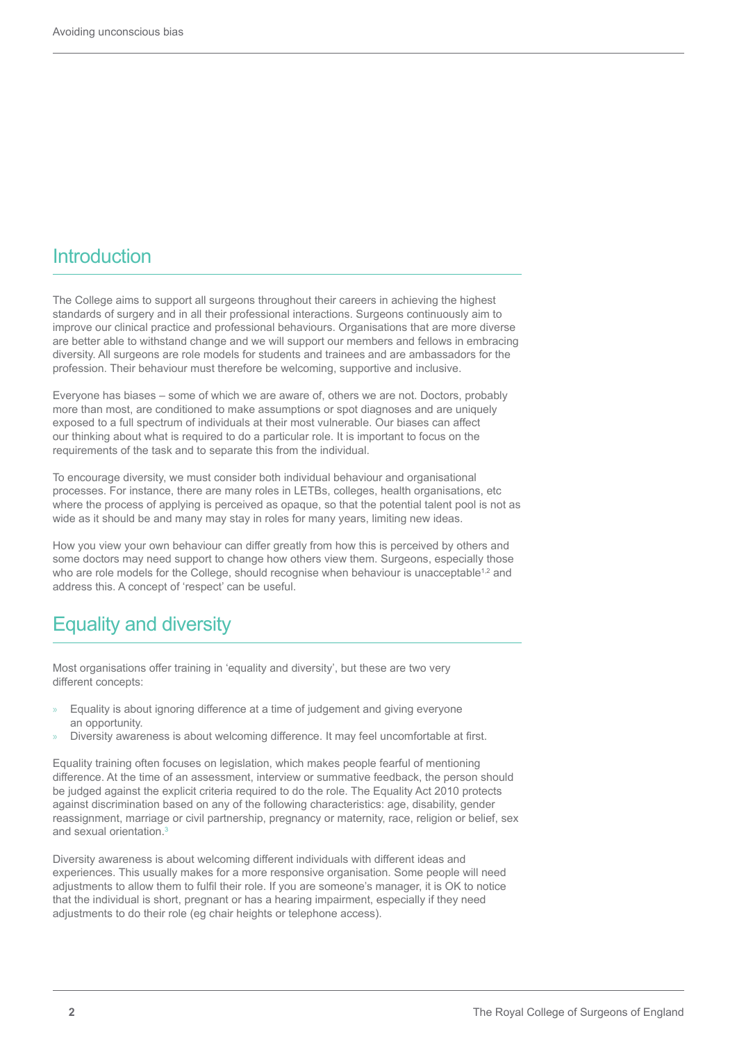## Introduction

The College aims to support all surgeons throughout their careers in achieving the highest standards of surgery and in all their professional interactions. Surgeons continuously aim to improve our clinical practice and professional behaviours. Organisations that are more diverse are better able to withstand change and we will support our members and fellows in embracing diversity. All surgeons are role models for students and trainees and are ambassadors for the profession. Their behaviour must therefore be welcoming, supportive and inclusive.

Everyone has biases – some of which we are aware of, others we are not. Doctors, probably more than most, are conditioned to make assumptions or spot diagnoses and are uniquely exposed to a full spectrum of individuals at their most vulnerable. Our biases can affect our thinking about what is required to do a particular role. It is important to focus on the requirements of the task and to separate this from the individual.

To encourage diversity, we must consider both individual behaviour and organisational processes. For instance, there are many roles in LETBs, colleges, health organisations, etc where the process of applying is perceived as opaque, so that the potential talent pool is not as wide as it should be and many may stay in roles for many years, limiting new ideas.

How you view your own behaviour can differ greatly from how this is perceived by others and some doctors may need support to change how others view them. Surgeons, especially those who are role models for the College, should recognise when behaviour is unacceptable[1,2] and address this. A concept of 'respect' can be useful.

## Equality and diversity

Most organisations offer training in 'equality and diversity', but these are two very different concepts:

- Equality is about ignoring difference at a time of judgement and giving everyone an opportunity.
- Diversity awareness is about welcoming difference. It may feel uncomfortable at first.

Equality training often focuses on legislation, which makes people fearful of mentioning difference. At the time of an assessment, interview or summative feedback, the person should be judged against the explicit criteria required to do the role. The Equality Act 2010 protects against discrimination based on any of the following characteristics: age, disability, gender reassignment, marriage or civil partnership, pregnancy or maternity, race, religion or belief, sex and sexual orientation.[3]

Diversity awareness is about welcoming different individuals with different ideas and experiences. This usually makes for a more responsive organisation. Some people will need adjustments to allow them to fulfil their role. If you are someone's manager, it is OK to notice that the individual is short, pregnant or has a hearing impairment, especially if they need adjustments to do their role (eg chair heights or telephone access).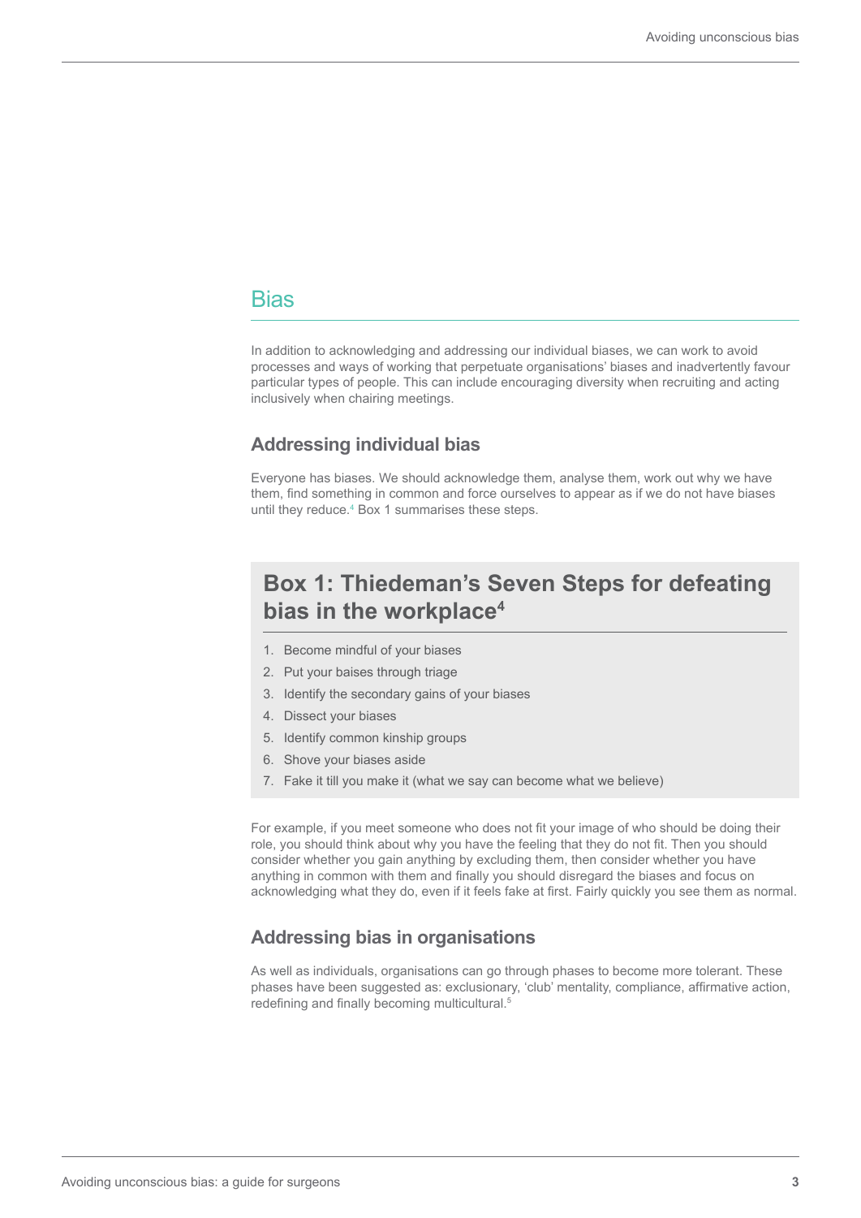## Bias

In addition to acknowledging and addressing our individual biases, we can work to avoid processes and ways of working that perpetuate organisations' biases and inadvertently favour particular types of people. This can include encouraging diversity when recruiting and acting inclusively when chairing meetings.

### Addressing individual bias

Everyone has biases. We should acknowledge them, analyse them, work out why we have them, find something in common and force ourselves to appear as if we do not have biases until they reduce.[4] Box 1 summarises these steps.

> ### Box 1: Thiedeman's Seven Steps for defeating bias in the workplace[4]
>
> 1. Become mindful of your biases
> 2. Put your baises through triage
> 3. Identify the secondary gains of your biases
> 4. Dissect your biases
> 5. Identify common kinship groups
> 6. Shove your biases aside
> 7. Fake it till you make it (what we say can become what we believe)

For example, if you meet someone who does not fit your image of who should be doing their role, you should think about why you have the feeling that they do not fit. Then you should consider whether you gain anything by excluding them, then consider whether you have anything in common with them and finally you should disregard the biases and focus on acknowledging what they do, even if it feels fake at first. Fairly quickly you see them as normal.

### Addressing bias in organisations

As well as individuals, organisations can go through phases to become more tolerant. These phases have been suggested as: exclusionary, 'club' mentality, compliance, affirmative action, redefining and finally becoming multicultural.[5]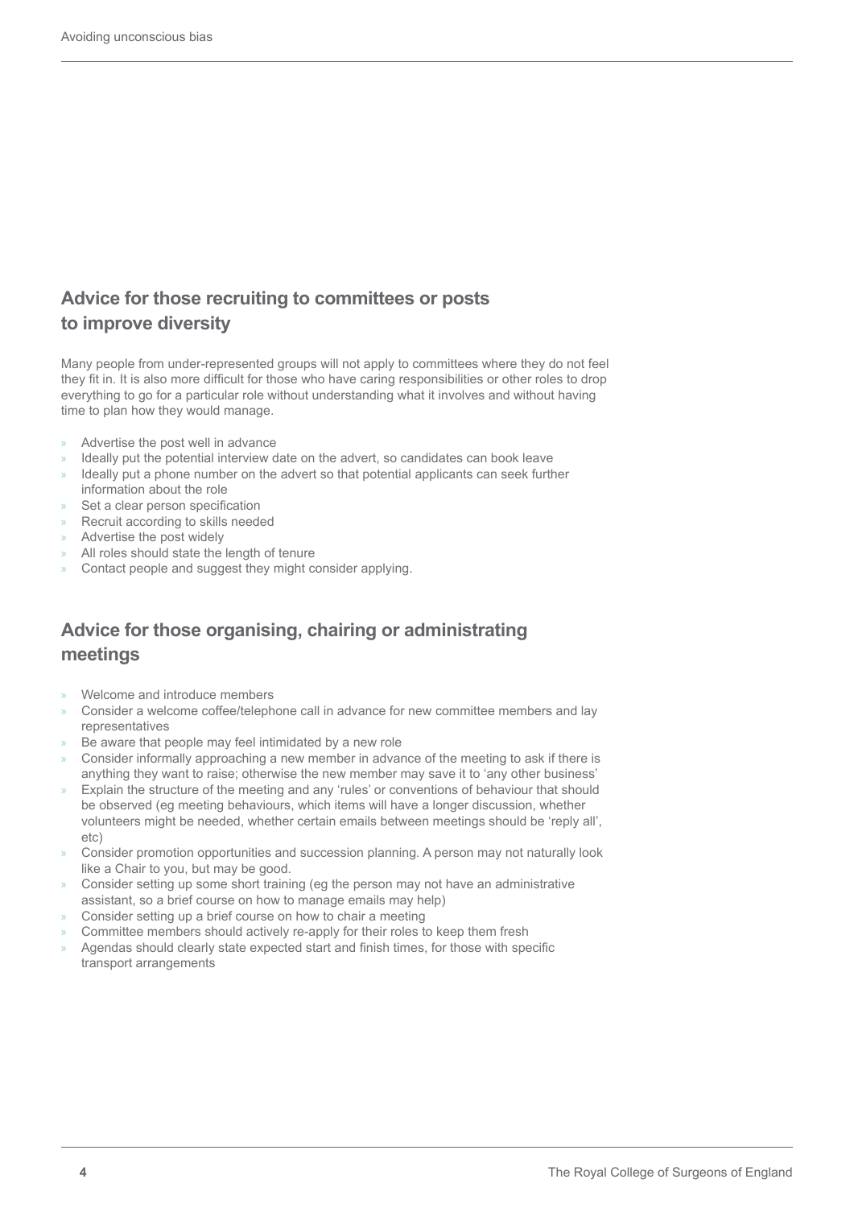## Advice for those recruiting to committees or posts to improve diversity

Many people from under-represented groups will not apply to committees where they do not feel they fit in. It is also more difficult for those who have caring responsibilities or other roles to drop everything to go for a particular role without understanding what it involves and without having time to plan how they would manage.

- Advertise the post well in advance
- Ideally put the potential interview date on the advert, so candidates can book leave
- Ideally put a phone number on the advert so that potential applicants can seek further information about the role
- Set a clear person specification
- Recruit according to skills needed
- Advertise the post widely
- All roles should state the length of tenure
- Contact people and suggest they might consider applying.

## Advice for those organising, chairing or administrating meetings

- Welcome and introduce members
- Consider a welcome coffee/telephone call in advance for new committee members and lay representatives
- Be aware that people may feel intimidated by a new role
- Consider informally approaching a new member in advance of the meeting to ask if there is anything they want to raise; otherwise the new member may save it to 'any other business'
- Explain the structure of the meeting and any 'rules' or conventions of behaviour that should be observed (eg meeting behaviours, which items will have a longer discussion, whether volunteers might be needed, whether certain emails between meetings should be 'reply all', etc)
- Consider promotion opportunities and succession planning. A person may not naturally look like a Chair to you, but may be good.
- Consider setting up some short training (eg the person may not have an administrative assistant, so a brief course on how to manage emails may help)
- Consider setting up a brief course on how to chair a meeting
- Committee members should actively re-apply for their roles to keep them fresh
- Agendas should clearly state expected start and finish times, for those with specific transport arrangements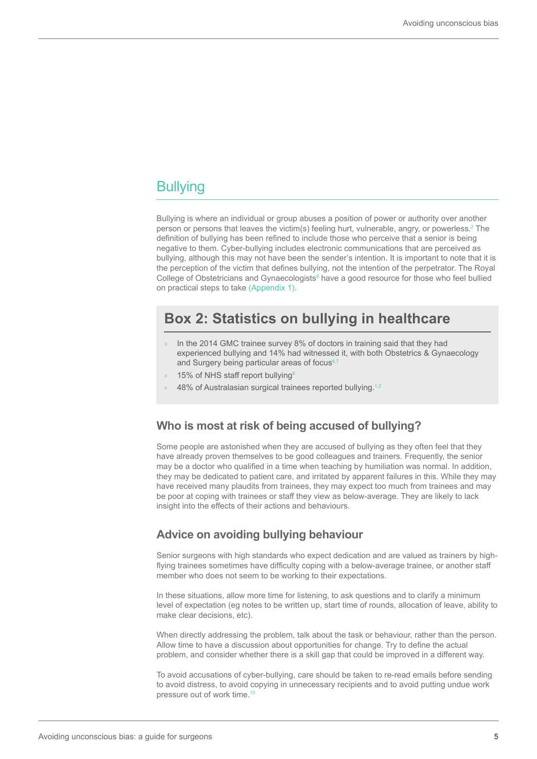## Bullying

Bullying is where an individual or group abuses a position of power or authority over another person or persons that leaves the victim(s) feeling hurt, vulnerable, angry, or powerless.[2] The definition of bullying has been refined to include those who perceive that a senior is being negative to them. Cyber-bullying includes electronic communications that are perceived as bullying, although this may not have been the sender's intention. It is important to note that it is the perception of the victim that defines bullying, not the intention of the perpetrator. The Royal College of Obstetricians and Gynaecologists[9] have a good resource for those who feel bullied on practical steps to take (Appendix 1).

### Box 2: Statistics on bullying in healthcare

- In the 2014 GMC trainee survey 8% of doctors in training said that they had experienced bullying and 14% had witnessed it, with both Obstetrics & Gynaecology and Surgery being particular areas of focus[6,7]
- 15% of NHS staff report bullying[8]
- 48% of Australasian surgical trainees reported bullying.[1,2]

### Who is most at risk of being accused of bullying?

Some people are astonished when they are accused of bullying as they often feel that they have already proven themselves to be good colleagues and trainers. Frequently, the senior may be a doctor who qualified in a time when teaching by humiliation was normal. In addition, they may be dedicated to patient care, and irritated by apparent failures in this. While they may have received many plaudits from trainees, they may expect too much from trainees and may be poor at coping with trainees or staff they view as below-average. They are likely to lack insight into the effects of their actions and behaviours.

### Advice on avoiding bullying behaviour

Senior surgeons with high standards who expect dedication and are valued as trainers by high-flying trainees sometimes have difficulty coping with a below-average trainee, or another staff member who does not seem to be working to their expectations.

In these situations, allow more time for listening, to ask questions and to clarify a minimum level of expectation (eg notes to be written up, start time of rounds, allocation of leave, ability to make clear decisions, etc).

When directly addressing the problem, talk about the task or behaviour, rather than the person. Allow time to have a discussion about opportunities for change. Try to define the actual problem, and consider whether there is a skill gap that could be improved in a different way.

To avoid accusations of cyber-bullying, care should be taken to re-read emails before sending to avoid distress, to avoid copying in unnecessary recipients and to avoid putting undue work pressure out of work time.[10]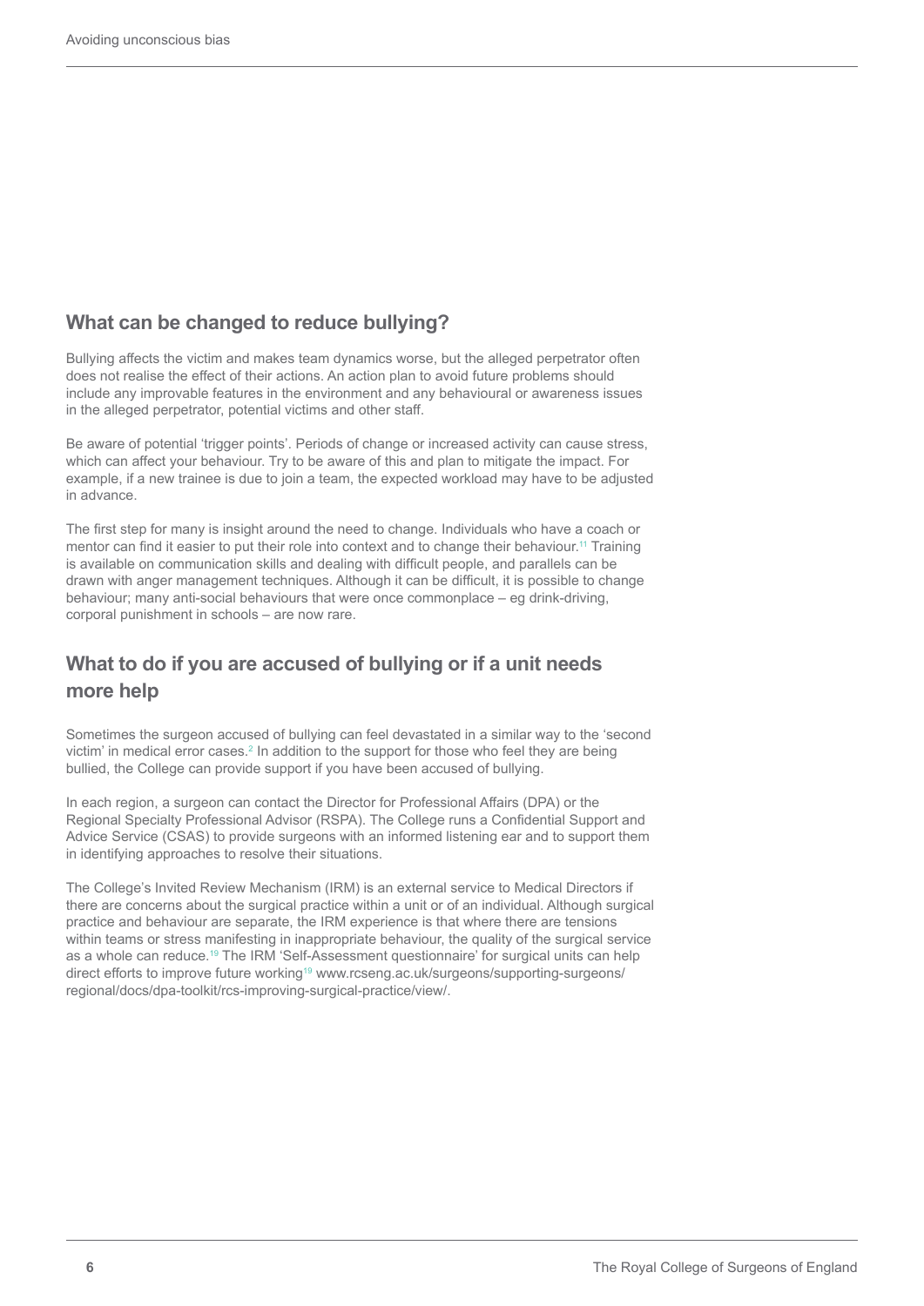## What can be changed to reduce bullying?

Bullying affects the victim and makes team dynamics worse, but the alleged perpetrator often does not realise the effect of their actions. An action plan to avoid future problems should include any improvable features in the environment and any behavioural or awareness issues in the alleged perpetrator, potential victims and other staff.

Be aware of potential 'trigger points'. Periods of change or increased activity can cause stress, which can affect your behaviour. Try to be aware of this and plan to mitigate the impact. For example, if a new trainee is due to join a team, the expected workload may have to be adjusted in advance.

The first step for many is insight around the need to change. Individuals who have a coach or mentor can find it easier to put their role into context and to change their behaviour.[11] Training is available on communication skills and dealing with difficult people, and parallels can be drawn with anger management techniques. Although it can be difficult, it is possible to change behaviour; many anti-social behaviours that were once commonplace – eg drink-driving, corporal punishment in schools – are now rare.

## What to do if you are accused of bullying or if a unit needs more help

Sometimes the surgeon accused of bullying can feel devastated in a similar way to the 'second victim' in medical error cases.[2] In addition to the support for those who feel they are being bullied, the College can provide support if you have been accused of bullying.

In each region, a surgeon can contact the Director for Professional Affairs (DPA) or the Regional Specialty Professional Advisor (RSPA). The College runs a Confidential Support and Advice Service (CSAS) to provide surgeons with an informed listening ear and to support them in identifying approaches to resolve their situations.

The College's Invited Review Mechanism (IRM) is an external service to Medical Directors if there are concerns about the surgical practice within a unit or of an individual. Although surgical practice and behaviour are separate, the IRM experience is that where there are tensions within teams or stress manifesting in inappropriate behaviour, the quality of the surgical service as a whole can reduce.[19] The IRM 'Self-Assessment questionnaire' for surgical units can help direct efforts to improve future working[19] www.rcseng.ac.uk/surgeons/supporting-surgeons/regional/docs/dpa-toolkit/rcs-improving-surgical-practice/view/.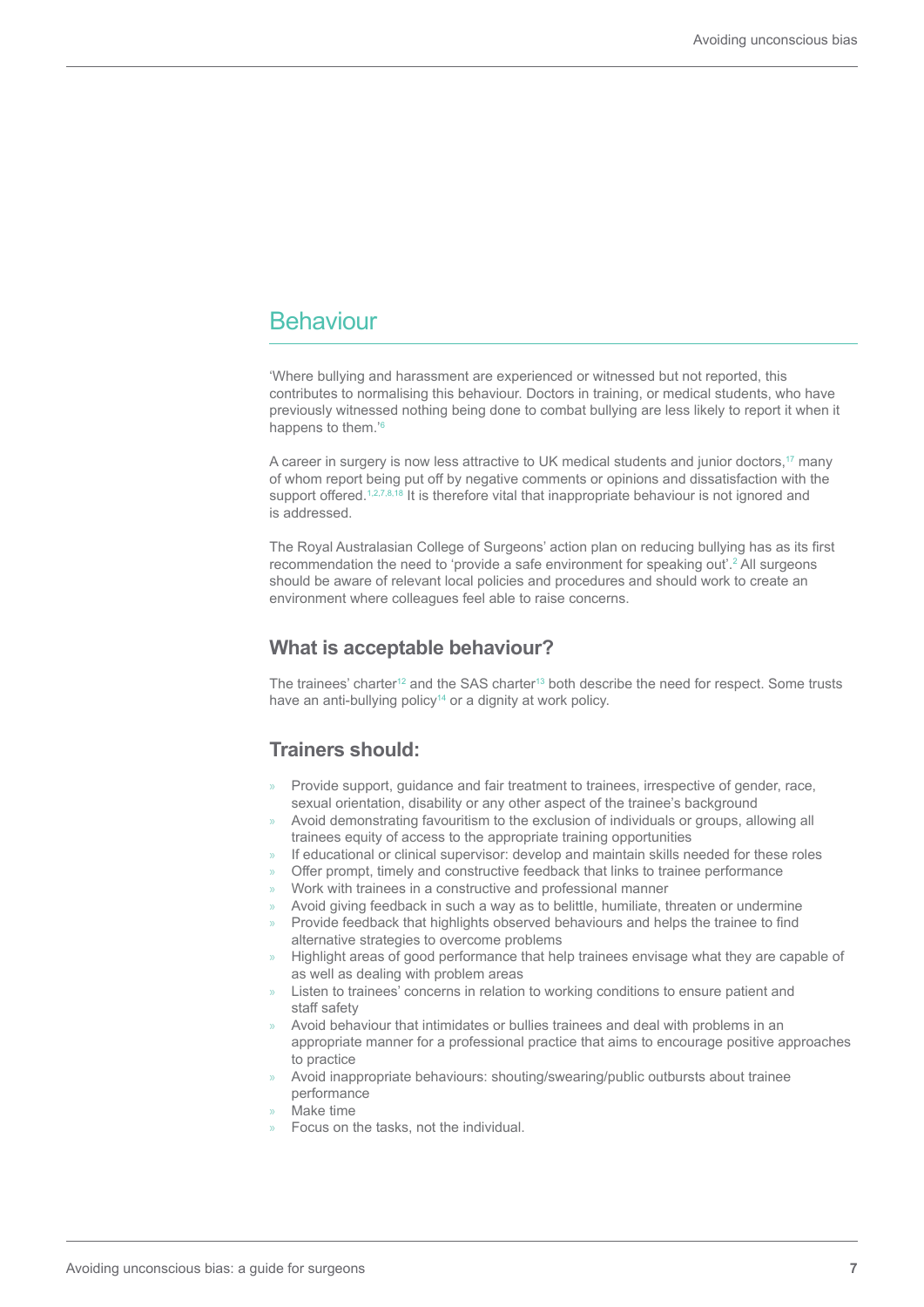## Behaviour

'Where bullying and harassment are experienced or witnessed but not reported, this contributes to normalising this behaviour. Doctors in training, or medical students, who have previously witnessed nothing being done to combat bullying are less likely to report it when it happens to them.'[6]

A career in surgery is now less attractive to UK medical students and junior doctors,[17] many of whom report being put off by negative comments or opinions and dissatisfaction with the support offered.[1,2,7,8,18] It is therefore vital that inappropriate behaviour is not ignored and is addressed.

The Royal Australasian College of Surgeons' action plan on reducing bullying has as its first recommendation the need to 'provide a safe environment for speaking out'.[2] All surgeons should be aware of relevant local policies and procedures and should work to create an environment where colleagues feel able to raise concerns.

### What is acceptable behaviour?

The trainees' charter[12] and the SAS charter[13] both describe the need for respect. Some trusts have an anti-bullying policy[14] or a dignity at work policy.

### Trainers should:

- Provide support, guidance and fair treatment to trainees, irrespective of gender, race, sexual orientation, disability or any other aspect of the trainee's background
- Avoid demonstrating favouritism to the exclusion of individuals or groups, allowing all trainees equity of access to the appropriate training opportunities
- If educational or clinical supervisor: develop and maintain skills needed for these roles
- Offer prompt, timely and constructive feedback that links to trainee performance
- Work with trainees in a constructive and professional manner
- Avoid giving feedback in such a way as to belittle, humiliate, threaten or undermine
- Provide feedback that highlights observed behaviours and helps the trainee to find alternative strategies to overcome problems
- Highlight areas of good performance that help trainees envisage what they are capable of as well as dealing with problem areas
- Listen to trainees' concerns in relation to working conditions to ensure patient and staff safety
- Avoid behaviour that intimidates or bullies trainees and deal with problems in an appropriate manner for a professional practice that aims to encourage positive approaches to practice
- Avoid inappropriate behaviours: shouting/swearing/public outbursts about trainee performance
- Make time
- Focus on the tasks, not the individual.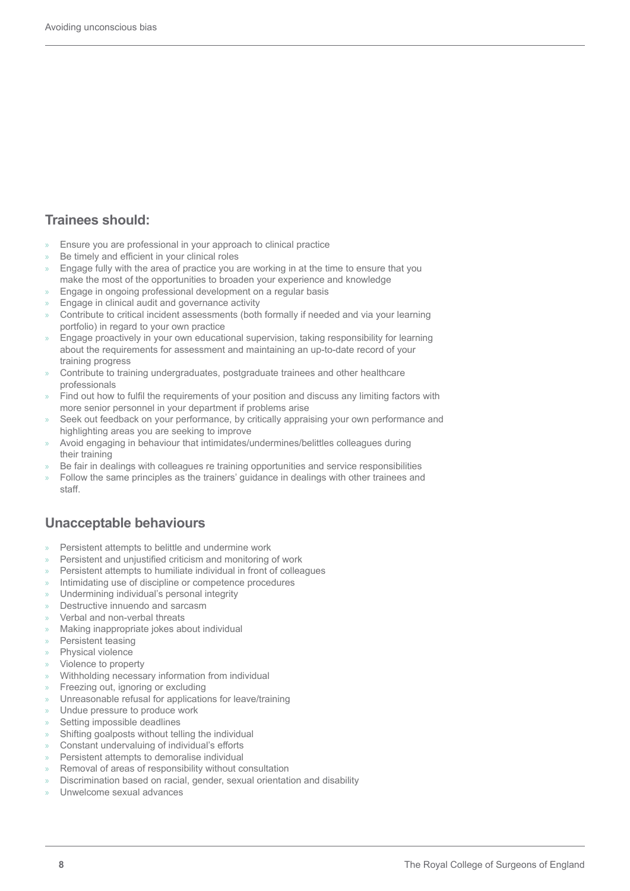## Trainees should:

- Ensure you are professional in your approach to clinical practice
- Be timely and efficient in your clinical roles
- Engage fully with the area of practice you are working in at the time to ensure that you make the most of the opportunities to broaden your experience and knowledge
- Engage in ongoing professional development on a regular basis
- Engage in clinical audit and governance activity
- Contribute to critical incident assessments (both formally if needed and via your learning portfolio) in regard to your own practice
- Engage proactively in your own educational supervision, taking responsibility for learning about the requirements for assessment and maintaining an up-to-date record of your training progress
- Contribute to training undergraduates, postgraduate trainees and other healthcare professionals
- Find out how to fulfil the requirements of your position and discuss any limiting factors with more senior personnel in your department if problems arise
- Seek out feedback on your performance, by critically appraising your own performance and highlighting areas you are seeking to improve
- Avoid engaging in behaviour that intimidates/undermines/belittles colleagues during their training
- Be fair in dealings with colleagues re training opportunities and service responsibilities
- Follow the same principles as the trainers' guidance in dealings with other trainees and staff.

## Unacceptable behaviours

- Persistent attempts to belittle and undermine work
- Persistent and unjustified criticism and monitoring of work
- Persistent attempts to humiliate individual in front of colleagues
- Intimidating use of discipline or competence procedures
- Undermining individual's personal integrity
- Destructive innuendo and sarcasm
- Verbal and non-verbal threats
- Making inappropriate jokes about individual
- Persistent teasing
- Physical violence
- Violence to property
- Withholding necessary information from individual
- Freezing out, ignoring or excluding
- Unreasonable refusal for applications for leave/training
- Undue pressure to produce work
- Setting impossible deadlines
- Shifting goalposts without telling the individual
- Constant undervaluing of individual's efforts
- Persistent attempts to demoralise individual
- Removal of areas of responsibility without consultation
- Discrimination based on racial, gender, sexual orientation and disability
- Unwelcome sexual advances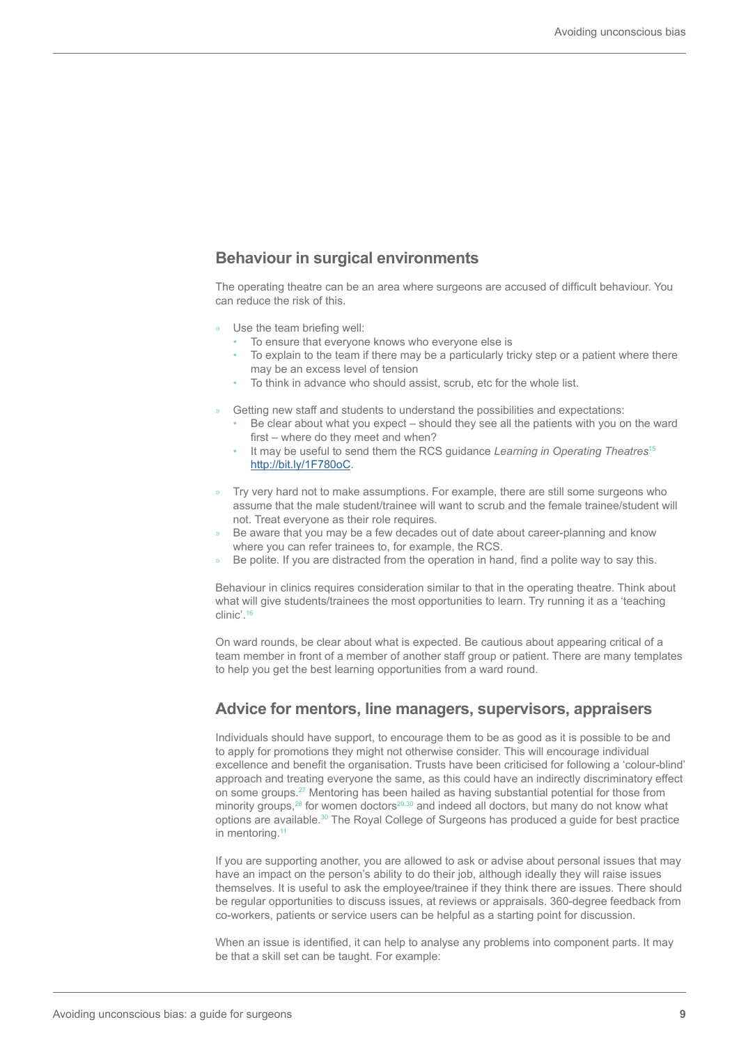## Behaviour in surgical environments

The operating theatre can be an area where surgeons are accused of difficult behaviour. You can reduce the risk of this.

- Use the team briefing well:
  - To ensure that everyone knows who everyone else is
  - To explain to the team if there may be a particularly tricky step or a patient where there may be an excess level of tension
  - To think in advance who should assist, scrub, etc for the whole list.

- Getting new staff and students to understand the possibilities and expectations:
  - Be clear about what you expect – should they see all the patients with you on the ward first – where do they meet and when?
  - It may be useful to send them the RCS guidance *Learning in Operating Theatres*[15] http://bit.ly/1F780oC.

- Try very hard not to make assumptions. For example, there are still some surgeons who assume that the male student/trainee will want to scrub and the female trainee/student will not. Treat everyone as their role requires.
- Be aware that you may be a few decades out of date about career-planning and know where you can refer trainees to, for example, the RCS.
- Be polite. If you are distracted from the operation in hand, find a polite way to say this.

Behaviour in clinics requires consideration similar to that in the operating theatre. Think about what will give students/trainees the most opportunities to learn. Try running it as a 'teaching clinic'.[16]

On ward rounds, be clear about what is expected. Be cautious about appearing critical of a team member in front of a member of another staff group or patient. There are many templates to help you get the best learning opportunities from a ward round.

## Advice for mentors, line managers, supervisors, appraisers

Individuals should have support, to encourage them to be as good as it is possible to be and to apply for promotions they might not otherwise consider. This will encourage individual excellence and benefit the organisation. Trusts have been criticised for following a 'colour-blind' approach and treating everyone the same, as this could have an indirectly discriminatory effect on some groups.[27] Mentoring has been hailed as having substantial potential for those from minority groups,[28] for women doctors[29,30] and indeed all doctors, but many do not know what options are available.[30] The Royal College of Surgeons has produced a guide for best practice in mentoring.[11]

If you are supporting another, you are allowed to ask or advise about personal issues that may have an impact on the person's ability to do their job, although ideally they will raise issues themselves. It is useful to ask the employee/trainee if they think there are issues. There should be regular opportunities to discuss issues, at reviews or appraisals. 360-degree feedback from co-workers, patients or service users can be helpful as a starting point for discussion.

When an issue is identified, it can help to analyse any problems into component parts. It may be that a skill set can be taught. For example: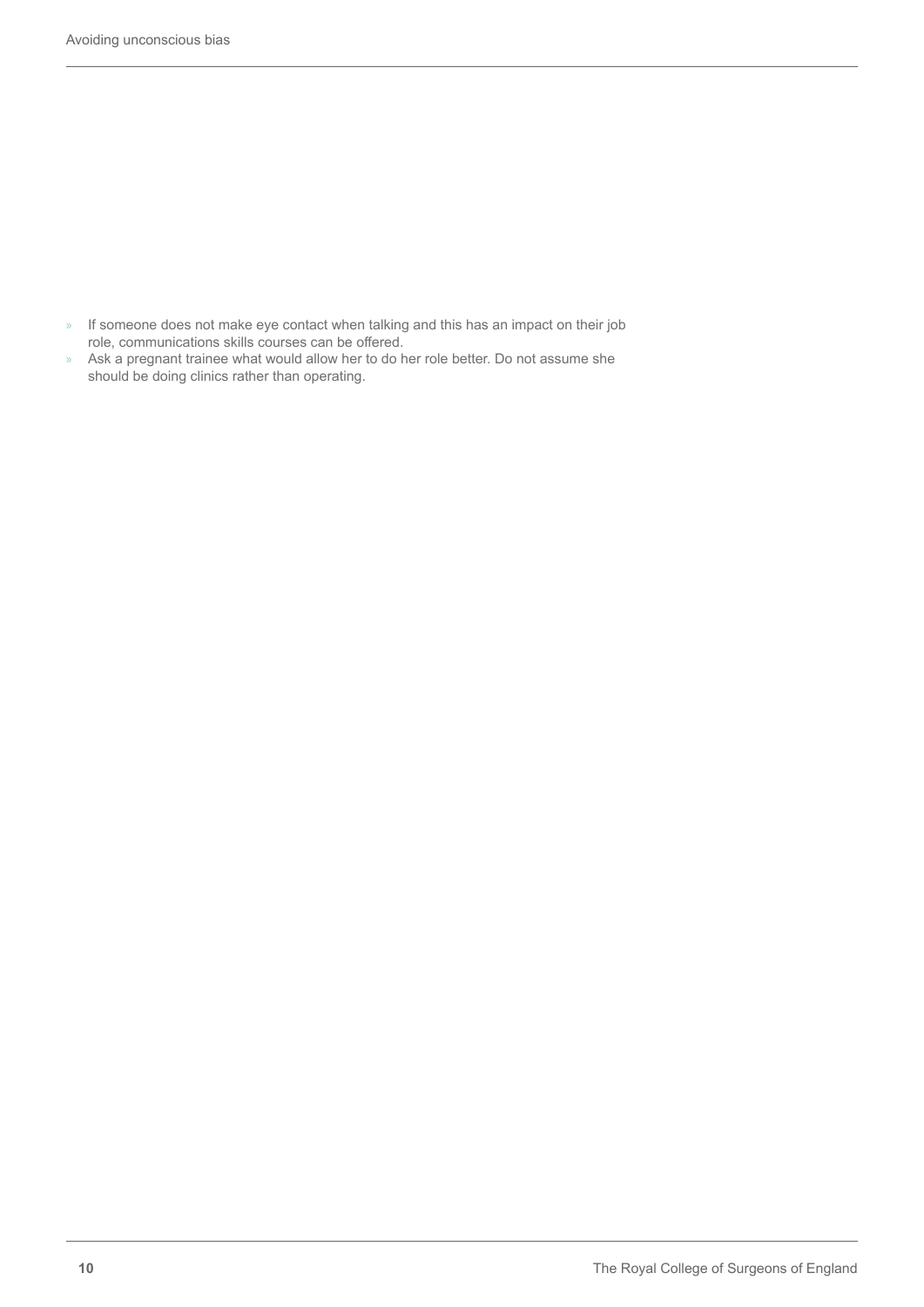- If someone does not make eye contact when talking and this has an impact on their job role, communications skills courses can be offered.
- Ask a pregnant trainee what would allow her to do her role better. Do not assume she should be doing clinics rather than operating.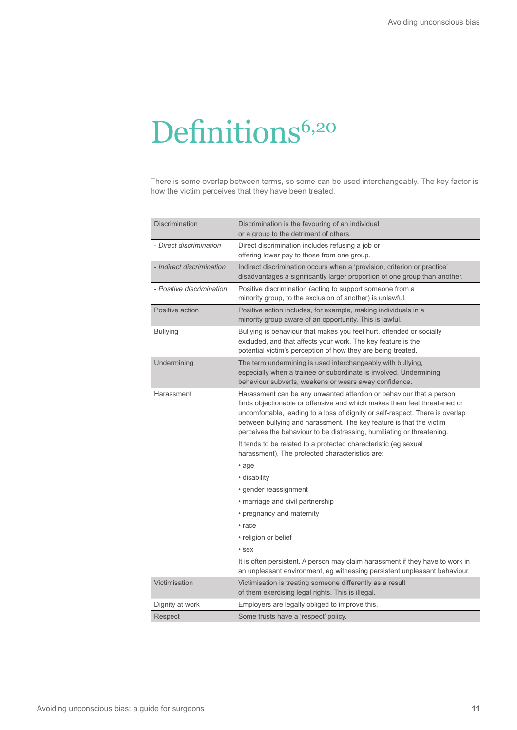# Definitions[6,20]

There is some overlap between terms, so some can be used interchangeably. The key factor is how the victim perceives that they have been treated.

| Term | Definition |
|---|---|
| Discrimination | Discrimination is the favouring of an individual or a group to the detriment of others. |
| *- Direct discrimination* | Direct discrimination includes refusing a job or offering lower pay to those from one group. |
| *- Indirect discrimination* | Indirect discrimination occurs when a 'provision, criterion or practice' disadvantages a significantly larger proportion of one group than another. |
| *- Positive discrimination* | Positive discrimination (acting to support someone from a minority group, to the exclusion of another) is unlawful. |
| Positive action | Positive action includes, for example, making individuals in a minority group aware of an opportunity. This is lawful. |
| Bullying | Bullying is behaviour that makes you feel hurt, offended or socially excluded, and that affects your work. The key feature is the potential victim's perception of how they are being treated. |
| Undermining | The term undermining is used interchangeably with bullying, especially when a trainee or subordinate is involved. Undermining behaviour subverts, weakens or wears away confidence. |
| Harassment | Harassment can be any unwanted attention or behaviour that a person finds objectionable or offensive and which makes them feel threatened or uncomfortable, leading to a loss of dignity or self-respect. There is overlap between bullying and harassment. The key feature is that the victim perceives the behaviour to be distressing, humiliating or threatening.<br><br>It tends to be related to a protected characteristic (eg sexual harassment). The protected characteristics are:<br>• age<br>• disability<br>• gender reassignment<br>• marriage and civil partnership<br>• pregnancy and maternity<br>• race<br>• religion or belief<br>• sex<br><br>It is often persistent. A person may claim harassment if they have to work in an unpleasant environment, eg witnessing persistent unpleasant behaviour. |
| Victimisation | Victimisation is treating someone differently as a result of them exercising legal rights. This is illegal. |
| Dignity at work | Employers are legally obliged to improve this. |
| Respect | Some trusts have a 'respect' policy. |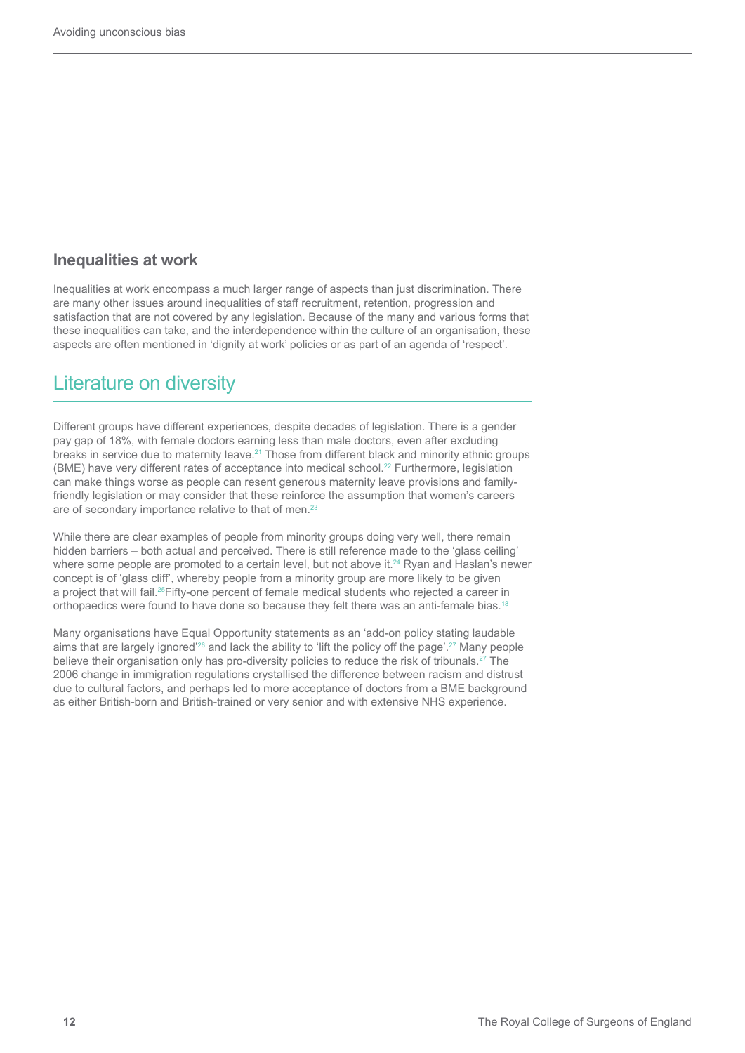### Inequalities at work

Inequalities at work encompass a much larger range of aspects than just discrimination. There are many other issues around inequalities of staff recruitment, retention, progression and satisfaction that are not covered by any legislation. Because of the many and various forms that these inequalities can take, and the interdependence within the culture of an organisation, these aspects are often mentioned in 'dignity at work' policies or as part of an agenda of 'respect'.

## Literature on diversity

Different groups have different experiences, despite decades of legislation. There is a gender pay gap of 18%, with female doctors earning less than male doctors, even after excluding breaks in service due to maternity leave.[21] Those from different black and minority ethnic groups (BME) have very different rates of acceptance into medical school.[22] Furthermore, legislation can make things worse as people can resent generous maternity leave provisions and family-friendly legislation or may consider that these reinforce the assumption that women's careers are of secondary importance relative to that of men.[23]

While there are clear examples of people from minority groups doing very well, there remain hidden barriers – both actual and perceived. There is still reference made to the 'glass ceiling' where some people are promoted to a certain level, but not above it.[24] Ryan and Haslan's newer concept is of 'glass cliff', whereby people from a minority group are more likely to be given a project that will fail.[25] Fifty-one percent of female medical students who rejected a career in orthopaedics were found to have done so because they felt there was an anti-female bias.[18]

Many organisations have Equal Opportunity statements as an 'add-on policy stating laudable aims that are largely ignored'[26] and lack the ability to 'lift the policy off the page'.[27] Many people believe their organisation only has pro-diversity policies to reduce the risk of tribunals.[27] The 2006 change in immigration regulations crystallised the difference between racism and distrust due to cultural factors, and perhaps led to more acceptance of doctors from a BME background as either British-born and British-trained or very senior and with extensive NHS experience.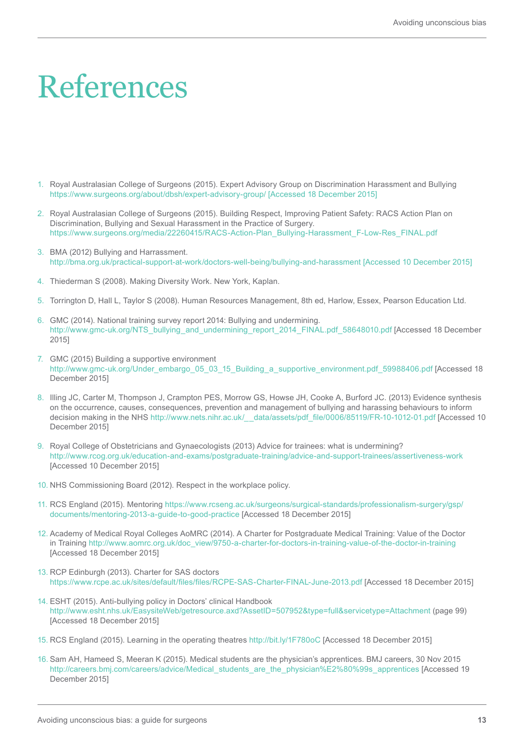# References

1. Royal Australasian College of Surgeons (2015). Expert Advisory Group on Discrimination Harassment and Bullying https://www.surgeons.org/about/dbsh/expert-advisory-group/ [Accessed 18 December 2015]

2. Royal Australasian College of Surgeons (2015). Building Respect, Improving Patient Safety: RACS Action Plan on Discrimination, Bullying and Sexual Harassment in the Practice of Surgery. https://www.surgeons.org/media/22260415/RACS-Action-Plan_Bullying-Harassment_F-Low-Res_FINAL.pdf

3. BMA (2012) Bullying and Harrassment. http://bma.org.uk/practical-support-at-work/doctors-well-being/bullying-and-harassment [Accessed 10 December 2015]

4. Thiederman S (2008). Making Diversity Work. New York, Kaplan.

5. Torrington D, Hall L, Taylor S (2008). Human Resources Management, 8th ed, Harlow, Essex, Pearson Education Ltd.

6. GMC (2014). National training survey report 2014: Bullying and undermining. http://www.gmc-uk.org/NTS_bullying_and_undermining_report_2014_FINAL.pdf_58648010.pdf [Accessed 18 December 2015]

7. GMC (2015) Building a supportive environment http://www.gmc-uk.org/Under_embargo_05_03_15_Building_a_supportive_environment.pdf_59988406.pdf [Accessed 18 December 2015]

8. Illing JC, Carter M, Thompson J, Crampton PES, Morrow GS, Howse JH, Cooke A, Burford JC. (2013) Evidence synthesis on the occurrence, causes, consequences, prevention and management of bullying and harassing behaviours to inform decision making in the NHS http://www.nets.nihr.ac.uk/__data/assets/pdf_file/0006/85119/FR-10-1012-01.pdf [Accessed 10 December 2015]

9. Royal College of Obstetricians and Gynaecologists (2013) Advice for trainees: what is undermining? http://www.rcog.org.uk/education-and-exams/postgraduate-training/advice-and-support-trainees/assertiveness-work [Accessed 10 December 2015]

10. NHS Commissioning Board (2012). Respect in the workplace policy.

11. RCS England (2015). Mentoring https://www.rcseng.ac.uk/surgeons/surgical-standards/professionalism-surgery/gsp/documents/mentoring-2013-a-guide-to-good-practice [Accessed 18 December 2015]

12. Academy of Medical Royal Colleges AoMRC (2014). A Charter for Postgraduate Medical Training: Value of the Doctor in Training http://www.aomrc.org.uk/doc_view/9750-a-charter-for-doctors-in-training-value-of-the-doctor-in-training [Accessed 18 December 2015]

13. RCP Edinburgh (2013). Charter for SAS doctors https://www.rcpe.ac.uk/sites/default/files/files/RCPE-SAS-Charter-FINAL-June-2013.pdf [Accessed 18 December 2015]

14. ESHT (2015). Anti-bullying policy in Doctors' clinical Handbook http://www.esht.nhs.uk/EasysiteWeb/getresource.axd?AssetID=507952&type=full&servicetype=Attachment (page 99) [Accessed 18 December 2015]

15. RCS England (2015). Learning in the operating theatres http://bit.ly/1F780oC [Accessed 18 December 2015]

16. Sam AH, Hameed S, Meeran K (2015). Medical students are the physician's apprentices. BMJ careers, 30 Nov 2015 http://careers.bmj.com/careers/advice/Medical_students_are_the_physician%E2%80%99s_apprentices [Accessed 19 December 2015]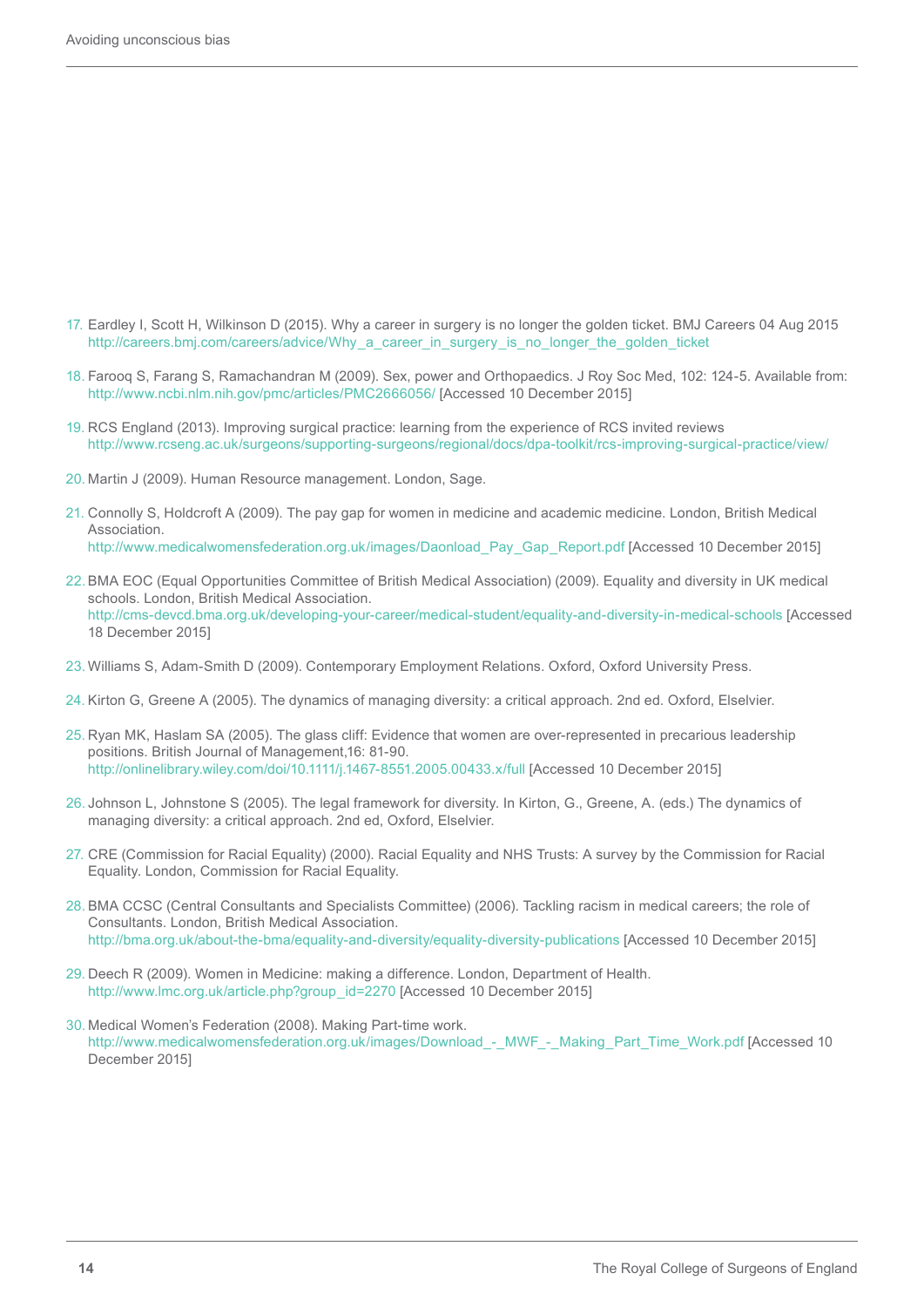17. Eardley I, Scott H, Wilkinson D (2015). Why a career in surgery is no longer the golden ticket. BMJ Careers 04 Aug 2015 http://careers.bmj.com/careers/advice/Why_a_career_in_surgery_is_no_longer_the_golden_ticket

18. Farooq S, Farang S, Ramachandran M (2009). Sex, power and Orthopaedics. J Roy Soc Med, 102: 124-5. Available from: http://www.ncbi.nlm.nih.gov/pmc/articles/PMC2666056/ [Accessed 10 December 2015]

19. RCS England (2013). Improving surgical practice: learning from the experience of RCS invited reviews http://www.rcseng.ac.uk/surgeons/supporting-surgeons/regional/docs/dpa-toolkit/rcs-improving-surgical-practice/view/

20. Martin J (2009). Human Resource management. London, Sage.

21. Connolly S, Holdcroft A (2009). The pay gap for women in medicine and academic medicine. London, British Medical Association. http://www.medicalwomensfederation.org.uk/images/Daonload_Pay_Gap_Report.pdf [Accessed 10 December 2015]

22. BMA EOC (Equal Opportunities Committee of British Medical Association) (2009). Equality and diversity in UK medical schools. London, British Medical Association. http://cms-devcd.bma.org.uk/developing-your-career/medical-student/equality-and-diversity-in-medical-schools [Accessed 18 December 2015]

23. Williams S, Adam-Smith D (2009). Contemporary Employment Relations. Oxford, Oxford University Press.

24. Kirton G, Greene A (2005). The dynamics of managing diversity: a critical approach. 2nd ed. Oxford, Elselvier.

25. Ryan MK, Haslam SA (2005). The glass cliff: Evidence that women are over-represented in precarious leadership positions. British Journal of Management,16: 81-90. http://onlinelibrary.wiley.com/doi/10.1111/j.1467-8551.2005.00433.x/full [Accessed 10 December 2015]

26. Johnson L, Johnstone S (2005). The legal framework for diversity. In Kirton, G., Greene, A. (eds.) The dynamics of managing diversity: a critical approach. 2nd ed, Oxford, Elselvier.

27. CRE (Commission for Racial Equality) (2000). Racial Equality and NHS Trusts: A survey by the Commission for Racial Equality. London, Commission for Racial Equality.

28. BMA CCSC (Central Consultants and Specialists Committee) (2006). Tackling racism in medical careers; the role of Consultants. London, British Medical Association. http://bma.org.uk/about-the-bma/equality-and-diversity/equality-diversity-publications [Accessed 10 December 2015]

29. Deech R (2009). Women in Medicine: making a difference. London, Department of Health. http://www.lmc.org.uk/article.php?group_id=2270 [Accessed 10 December 2015]

30. Medical Women's Federation (2008). Making Part-time work. http://www.medicalwomensfederation.org.uk/images/Download_-_MWF_-_Making_Part_Time_Work.pdf [Accessed 10 December 2015]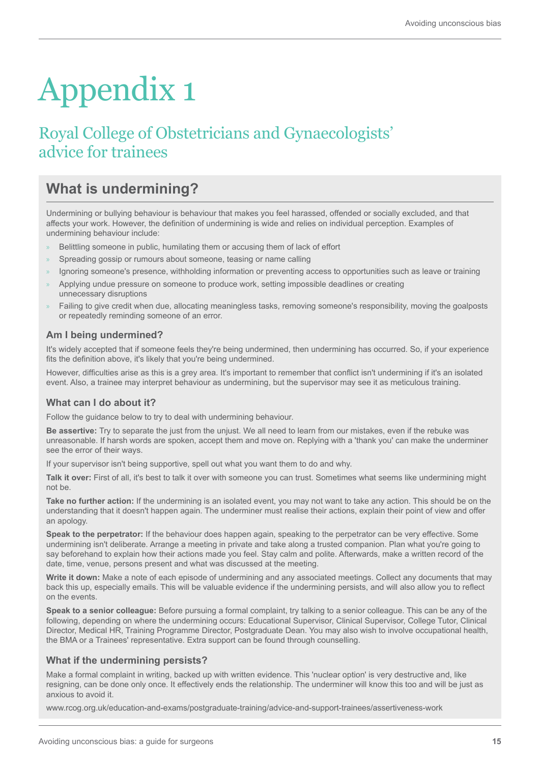# Appendix 1

## Royal College of Obstetricians and Gynaecologists' advice for trainees

## What is undermining?

Undermining or bullying behaviour is behaviour that makes you feel harassed, offended or socially excluded, and that affects your work. However, the definition of undermining is wide and relies on individual perception. Examples of undermining behaviour include:

- Belittling someone in public, humilating them or accusing them of lack of effort
- Spreading gossip or rumours about someone, teasing or name calling
- Ignoring someone's presence, withholding information or preventing access to opportunities such as leave or training
- Applying undue pressure on someone to produce work, setting impossible deadlines or creating unnecessary disruptions
- Failing to give credit when due, allocating meaningless tasks, removing someone's responsibility, moving the goalposts or repeatedly reminding someone of an error.

### Am I being undermined?

It's widely accepted that if someone feels they're being undermined, then undermining has occurred. So, if your experience fits the definition above, it's likely that you're being undermined.

However, difficulties arise as this is a grey area. It's important to remember that conflict isn't undermining if it's an isolated event. Also, a trainee may interpret behaviour as undermining, but the supervisor may see it as meticulous training.

### What can I do about it?

Follow the guidance below to try to deal with undermining behaviour.

**Be assertive:** Try to separate the just from the unjust. We all need to learn from our mistakes, even if the rebuke was unreasonable. If harsh words are spoken, accept them and move on. Replying with a 'thank you' can make the underminer see the error of their ways.

If your supervisor isn't being supportive, spell out what you want them to do and why.

**Talk it over:** First of all, it's best to talk it over with someone you can trust. Sometimes what seems like undermining might not be.

**Take no further action:** If the undermining is an isolated event, you may not want to take any action. This should be on the understanding that it doesn't happen again. The underminer must realise their actions, explain their point of view and offer an apology.

**Speak to the perpetrator:** If the behaviour does happen again, speaking to the perpetrator can be very effective. Some undermining isn't deliberate. Arrange a meeting in private and take along a trusted companion. Plan what you're going to say beforehand to explain how their actions made you feel. Stay calm and polite. Afterwards, make a written record of the date, time, venue, persons present and what was discussed at the meeting.

**Write it down:** Make a note of each episode of undermining and any associated meetings. Collect any documents that may back this up, especially emails. This will be valuable evidence if the undermining persists, and will also allow you to reflect on the events.

**Speak to a senior colleague:** Before pursuing a formal complaint, try talking to a senior colleague. This can be any of the following, depending on where the undermining occurs: Educational Supervisor, Clinical Supervisor, College Tutor, Clinical Director, Medical HR, Training Programme Director, Postgraduate Dean. You may also wish to involve occupational health, the BMA or a Trainees' representative. Extra support can be found through counselling.

### What if the undermining persists?

Make a formal complaint in writing, backed up with written evidence. This 'nuclear option' is very destructive and, like resigning, can be done only once. It effectively ends the relationship. The underminer will know this too and will be just as anxious to avoid it.

www.rcog.org.uk/education-and-exams/postgraduate-training/advice-and-support-trainees/assertiveness-work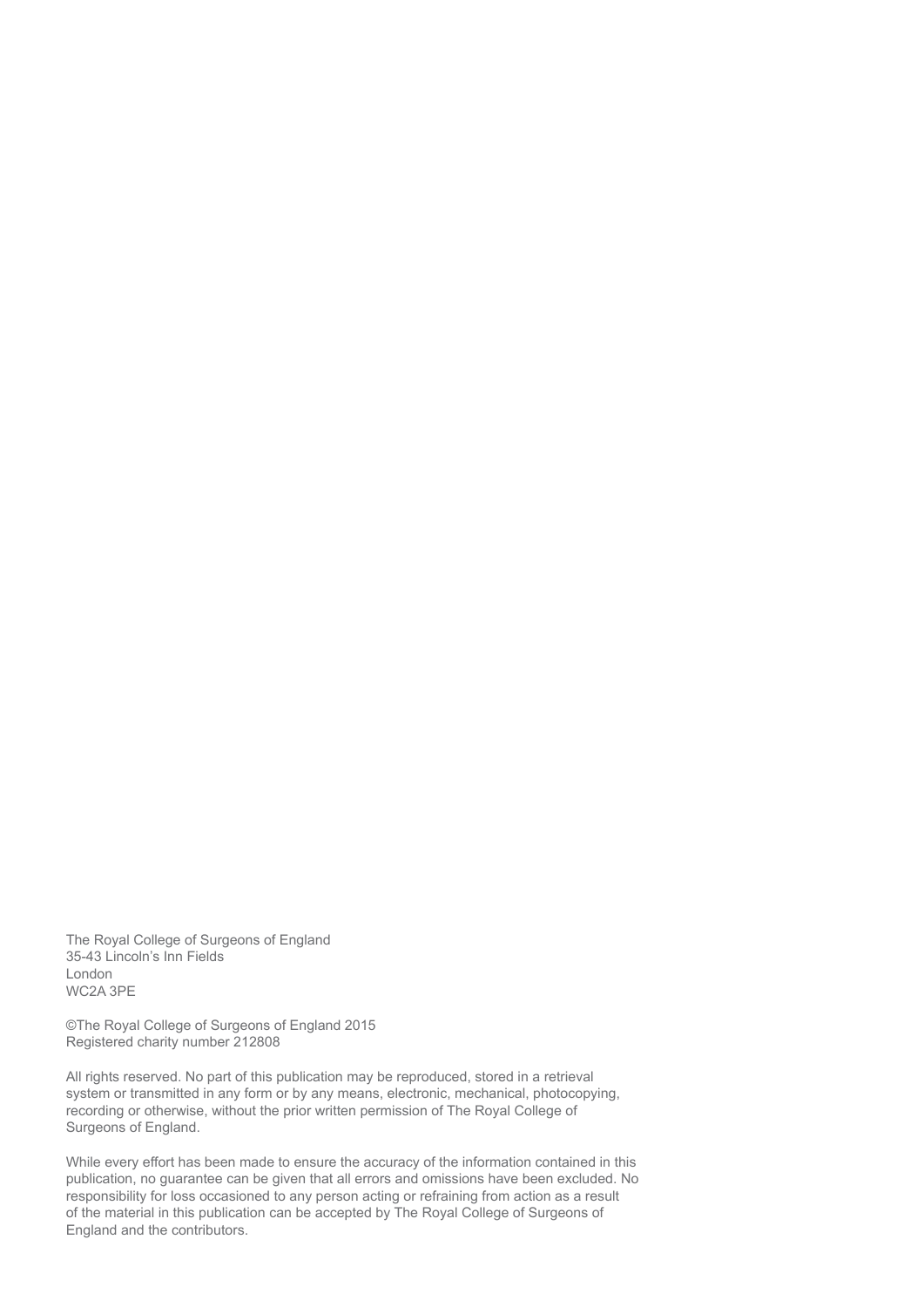The Royal College of Surgeons of England
35-43 Lincoln's Inn Fields
London
WC2A 3PE

©The Royal College of Surgeons of England 2015
Registered charity number 212808

All rights reserved. No part of this publication may be reproduced, stored in a retrieval system or transmitted in any form or by any means, electronic, mechanical, photocopying, recording or otherwise, without the prior written permission of The Royal College of Surgeons of England.

While every effort has been made to ensure the accuracy of the information contained in this publication, no guarantee can be given that all errors and omissions have been excluded. No responsibility for loss occasioned to any person acting or refraining from action as a result of the material in this publication can be accepted by The Royal College of Surgeons of England and the contributors.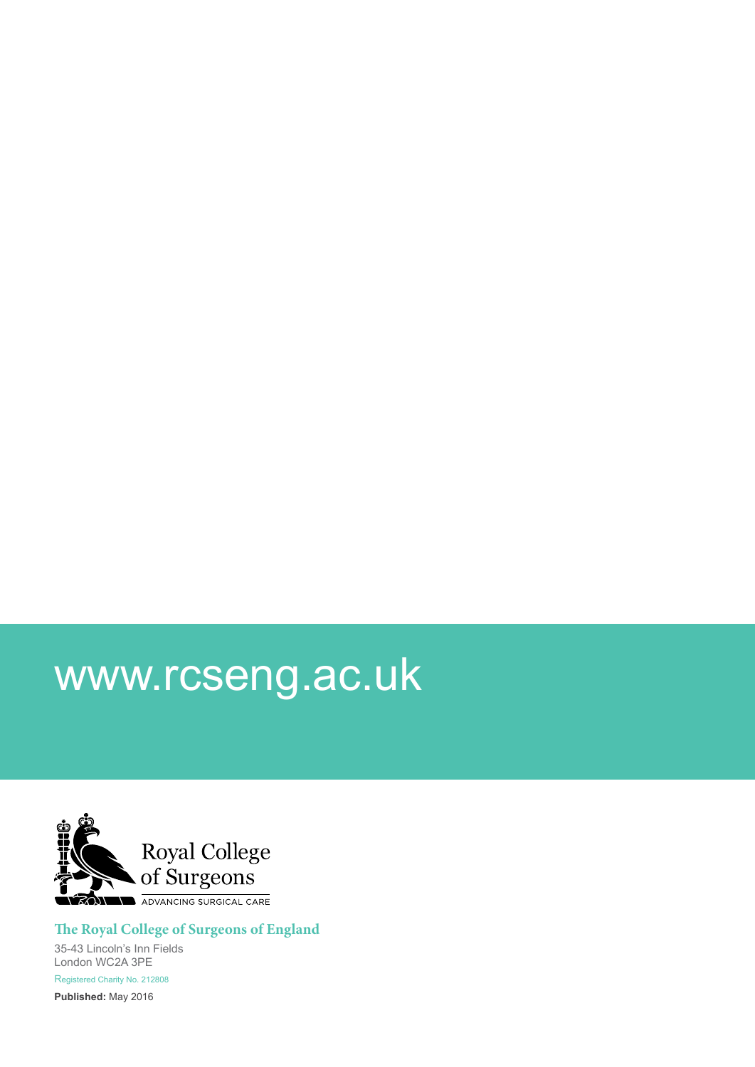www.rcseng.ac.uk

Royal College
of Surgeons
ADVANCING SURGICAL CARE

**The Royal College of Surgeons of England**

35-43 Lincoln's Inn Fields
London WC2A 3PE

Registered Charity No. 212808

**Published:** May 2016